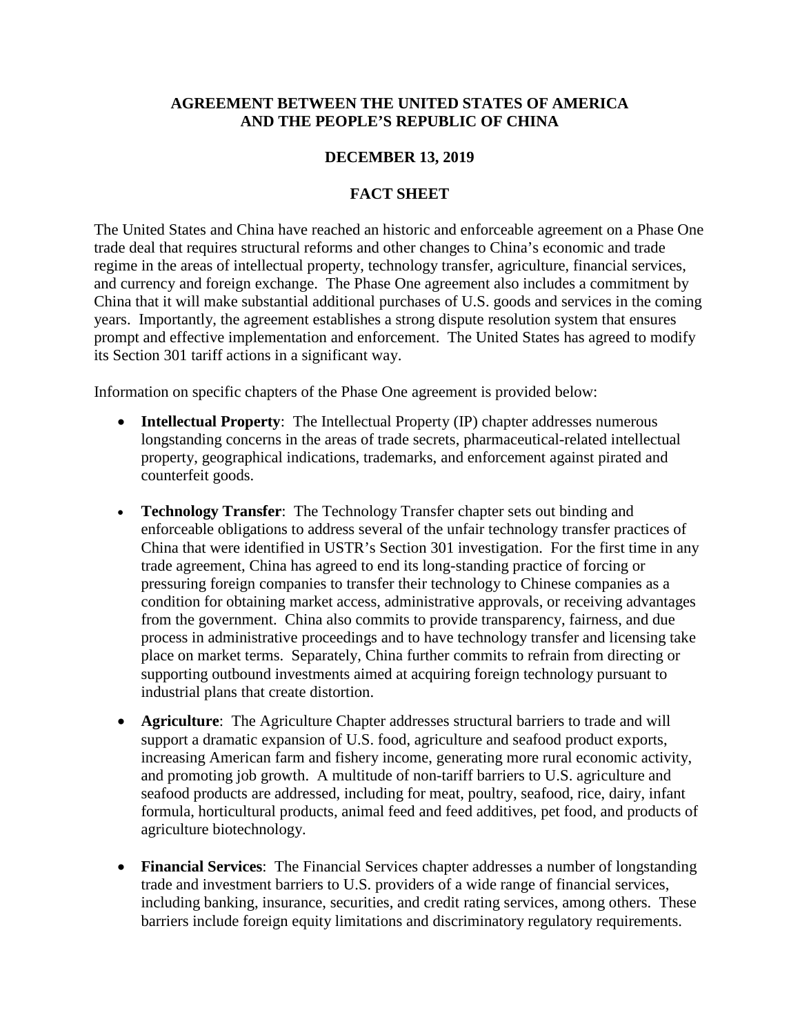# AGREEMENT BETWEEN THE UNITED STATES OF AMERICA AND THE PEOPLE'S REPUBLIC OF CHINA

## DECEMBER 13, 2019

## FACT SHEET

The United States and China have reached an historic and enforceable agreement on a Phase One trade deal that requires structural reforms and other changes to China's economic and trade regime in the areas of intellectual property, technology transfer, agriculture, financial services, and currency and foreign exchange. The Phase One agreement also includes a commitment by China that it will make substantial additional purchases of U.S. goods and services in the coming years. Importantly, the agreement establishes a strong dispute resolution system that ensures prompt and effective implementation and enforcement. The United States has agreed to modify its Section 301 tariff actions in a significant way.

Information on specific chapters of the Phase One agreement is provided below:

- **Intellectual Property**: The Intellectual Property (IP) chapter addresses numerous longstanding concerns in the areas of trade secrets, pharmaceutical-related intellectual property, geographical indications, trademarks, and enforcement against pirated and counterfeit goods.

- **Technology Transfer**: The Technology Transfer chapter sets out binding and enforceable obligations to address several of the unfair technology transfer practices of China that were identified in USTR's Section 301 investigation. For the first time in any trade agreement, China has agreed to end its long-standing practice of forcing or pressuring foreign companies to transfer their technology to Chinese companies as a condition for obtaining market access, administrative approvals, or receiving advantages from the government. China also commits to provide transparency, fairness, and due process in administrative proceedings and to have technology transfer and licensing take place on market terms. Separately, China further commits to refrain from directing or supporting outbound investments aimed at acquiring foreign technology pursuant to industrial plans that create distortion.

- **Agriculture**: The Agriculture Chapter addresses structural barriers to trade and will support a dramatic expansion of U.S. food, agriculture and seafood product exports, increasing American farm and fishery income, generating more rural economic activity, and promoting job growth. A multitude of non-tariff barriers to U.S. agriculture and seafood products are addressed, including for meat, poultry, seafood, rice, dairy, infant formula, horticultural products, animal feed and feed additives, pet food, and products of agriculture biotechnology.

- **Financial Services**: The Financial Services chapter addresses a number of longstanding trade and investment barriers to U.S. providers of a wide range of financial services, including banking, insurance, securities, and credit rating services, among others. These barriers include foreign equity limitations and discriminatory regulatory requirements.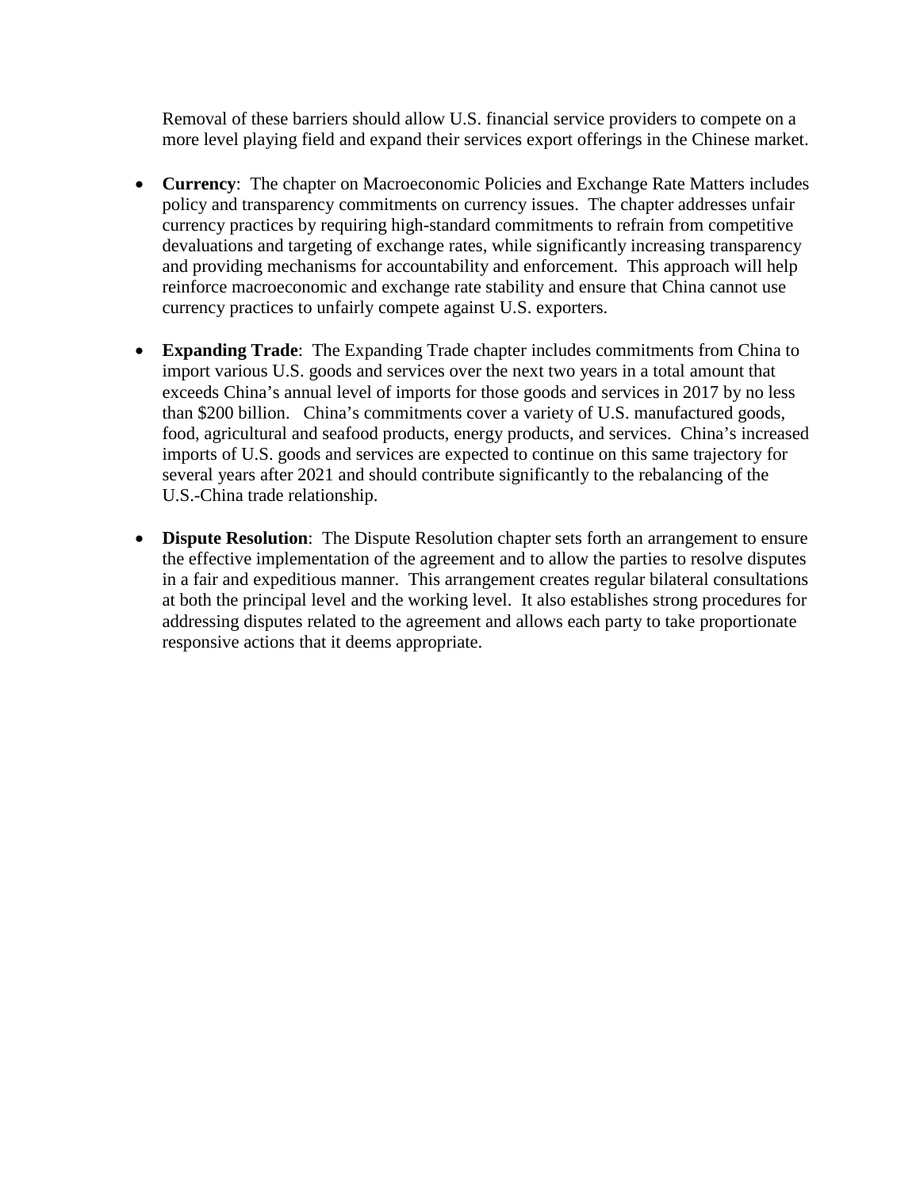Removal of these barriers should allow U.S. financial service providers to compete on a more level playing field and expand their services export offerings in the Chinese market.

- **Currency**: The chapter on Macroeconomic Policies and Exchange Rate Matters includes policy and transparency commitments on currency issues. The chapter addresses unfair currency practices by requiring high-standard commitments to refrain from competitive devaluations and targeting of exchange rates, while significantly increasing transparency and providing mechanisms for accountability and enforcement. This approach will help reinforce macroeconomic and exchange rate stability and ensure that China cannot use currency practices to unfairly compete against U.S. exporters.

- **Expanding Trade**: The Expanding Trade chapter includes commitments from China to import various U.S. goods and services over the next two years in a total amount that exceeds China's annual level of imports for those goods and services in 2017 by no less than $200 billion. China's commitments cover a variety of U.S. manufactured goods, food, agricultural and seafood products, energy products, and services. China's increased imports of U.S. goods and services are expected to continue on this same trajectory for several years after 2021 and should contribute significantly to the rebalancing of the U.S.-China trade relationship.

- **Dispute Resolution**: The Dispute Resolution chapter sets forth an arrangement to ensure the effective implementation of the agreement and to allow the parties to resolve disputes in a fair and expeditious manner. This arrangement creates regular bilateral consultations at both the principal level and the working level. It also establishes strong procedures for addressing disputes related to the agreement and allows each party to take proportionate responsive actions that it deems appropriate.